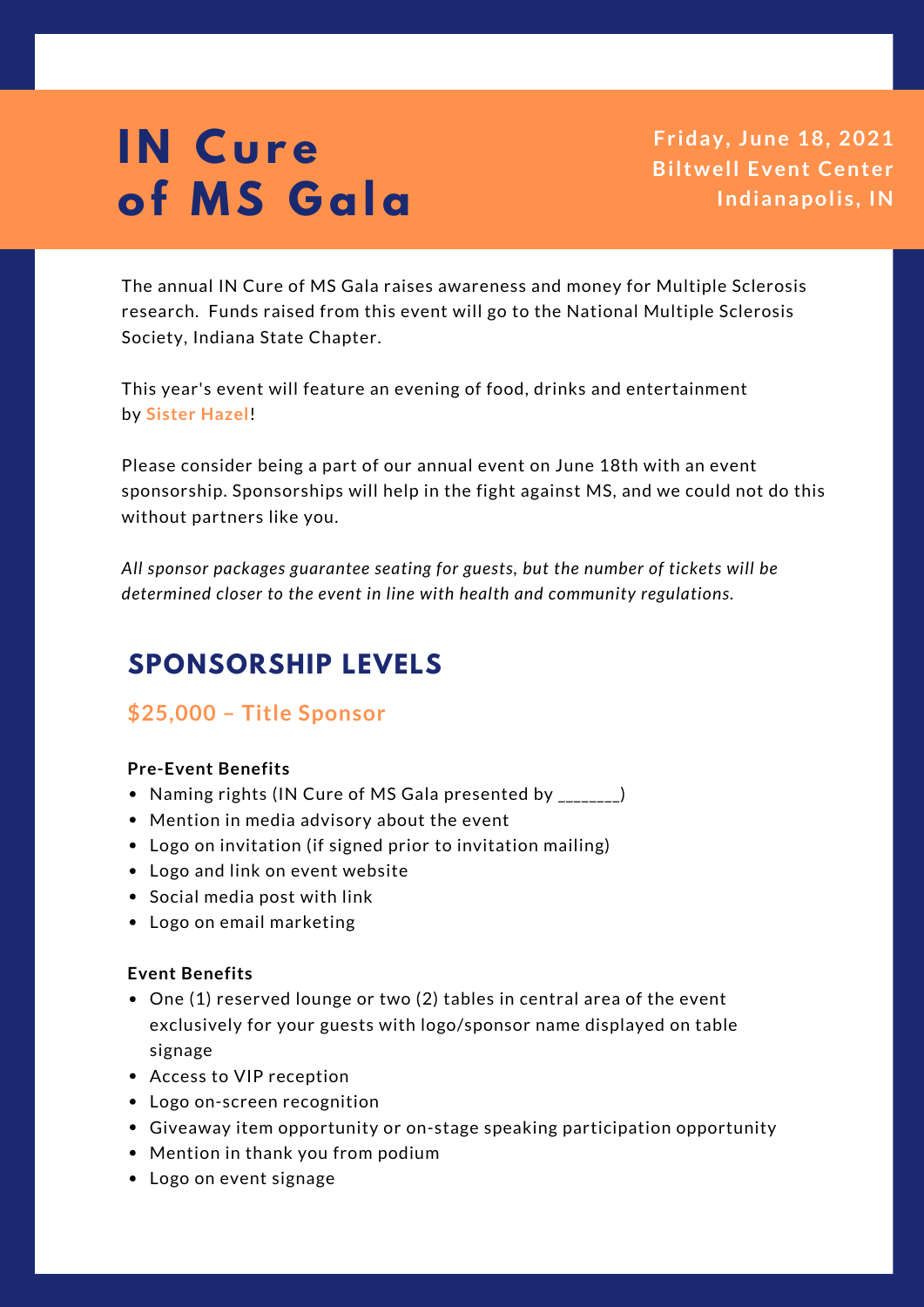# IN Cure of MS Gala

**Friday, June 18, 2021**
**Biltwell Event Center**
**Indianapolis, IN**

The annual IN Cure of MS Gala raises awareness and money for Multiple Sclerosis research. Funds raised from this event will go to the National Multiple Sclerosis Society, Indiana State Chapter.

This year's event will feature an evening of food, drinks and entertainment by **Sister Hazel**!

Please consider being a part of our annual event on June 18th with an event sponsorship. Sponsorships will help in the fight against MS, and we could not do this without partners like you.

*All sponsor packages guarantee seating for guests, but the number of tickets will be determined closer to the event in line with health and community regulations.*

## SPONSORSHIP LEVELS

### $25,000 – Title Sponsor

**Pre-Event Benefits**

- Naming rights (IN Cure of MS Gala presented by ________)
- Mention in media advisory about the event
- Logo on invitation (if signed prior to invitation mailing)
- Logo and link on event website
- Social media post with link
- Logo on email marketing

**Event Benefits**

- One (1) reserved lounge or two (2) tables in central area of the event exclusively for your guests with logo/sponsor name displayed on table signage
- Access to VIP reception
- Logo on-screen recognition
- Giveaway item opportunity or on-stage speaking participation opportunity
- Mention in thank you from podium
- Logo on event signage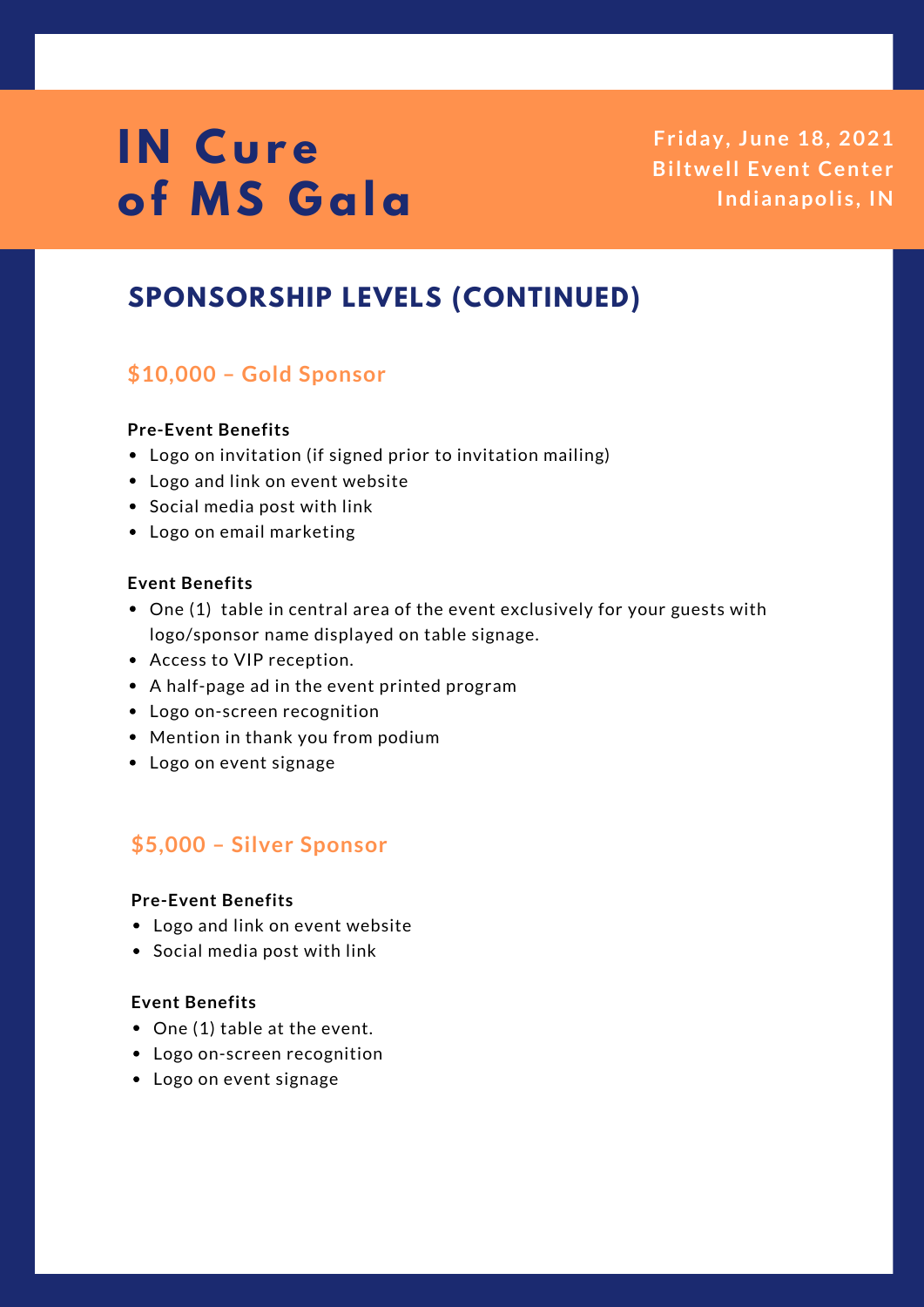# IN Cure of MS Gala

**Friday, June 18, 2021**
**Biltwell Event Center**
**Indianapolis, IN**

## SPONSORSHIP LEVELS (CONTINUED)

### $10,000 – Gold Sponsor

**Pre-Event Benefits**

- Logo on invitation (if signed prior to invitation mailing)
- Logo and link on event website
- Social media post with link
- Logo on email marketing

**Event Benefits**

- One (1) table in central area of the event exclusively for your guests with logo/sponsor name displayed on table signage.
- Access to VIP reception.
- A half-page ad in the event printed program
- Logo on-screen recognition
- Mention in thank you from podium
- Logo on event signage

### $5,000 – Silver Sponsor

**Pre-Event Benefits**

- Logo and link on event website
- Social media post with link

**Event Benefits**

- One (1) table at the event.
- Logo on-screen recognition
- Logo on event signage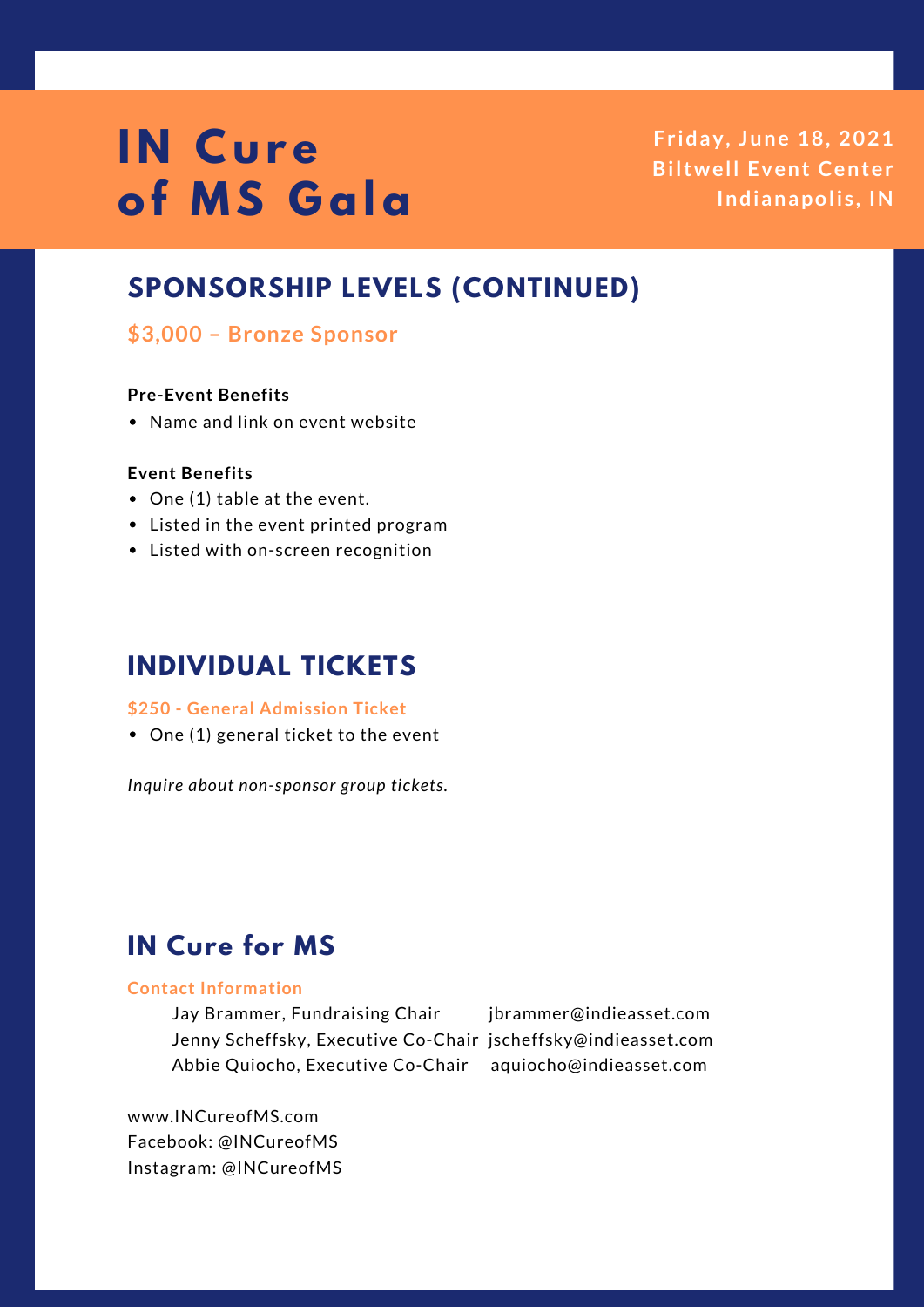# IN Cure of MS Gala

**Friday, June 18, 2021**
**Biltwell Event Center**
**Indianapolis, IN**

## SPONSORSHIP LEVELS (CONTINUED)

### $3,000 – Bronze Sponsor

**Pre-Event Benefits**

- Name and link on event website

**Event Benefits**

- One (1) table at the event.
- Listed in the event printed program
- Listed with on-screen recognition

## INDIVIDUAL TICKETS

### $250 - General Admission Ticket

- One (1) general ticket to the event

*Inquire about non-sponsor group tickets.*

## IN Cure for MS

### Contact Information

| Name | Email |
| --- | --- |
| Jay Brammer, Fundraising Chair | jbrammer@indieasset.com |
| Jenny Scheffsky, Executive Co-Chair | jscheffsky@indieasset.com |
| Abbie Quiocho, Executive Co-Chair | aquiocho@indieasset.com |

www.INCureofMS.com
Facebook: @INCureofMS
Instagram: @INCureofMS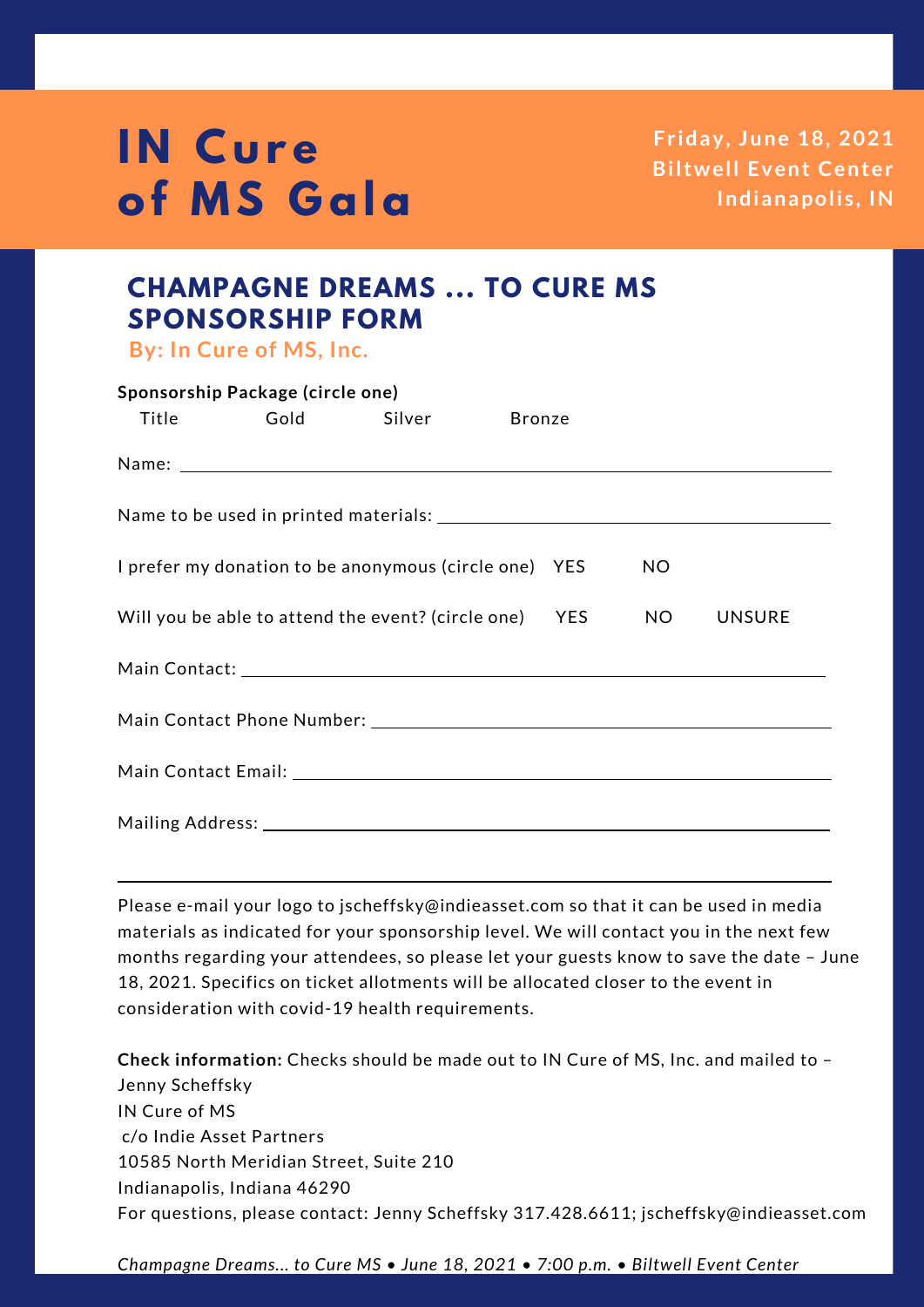# IN Cure of MS Gala

**Friday, June 18, 2021**
**Biltwell Event Center**
**Indianapolis, IN**

## CHAMPAGNE DREAMS ... TO CURE MS SPONSORSHIP FORM

**By: In Cure of MS, Inc.**

**Sponsorship Package (circle one)**

Title    Gold    Silver    Bronze

Name: ____________________________________________

Name to be used in printed materials: ____________________________________________

I prefer my donation to be anonymous (circle one)    YES    NO

Will you be able to attend the event? (circle one)    YES    NO    UNSURE

Main Contact: ____________________________________________

Main Contact Phone Number: ____________________________________________

Main Contact Email: ____________________________________________

Mailing Address: ____________________________________________

____________________________________________

Please e-mail your logo to jscheffsky@indieasset.com so that it can be used in media materials as indicated for your sponsorship level. We will contact you in the next few months regarding your attendees, so please let your guests know to save the date – June 18, 2021. Specifics on ticket allotments will be allocated closer to the event in consideration with covid-19 health requirements.

**Check information:** Checks should be made out to IN Cure of MS, Inc. and mailed to –
Jenny Scheffsky
IN Cure of MS
c/o Indie Asset Partners
10585 North Meridian Street, Suite 210
Indianapolis, Indiana 46290
For questions, please contact: Jenny Scheffsky 317.428.6611; jscheffsky@indieasset.com

*Champagne Dreams... to Cure MS • June 18, 2021 • 7:00 p.m. • Biltwell Event Center*